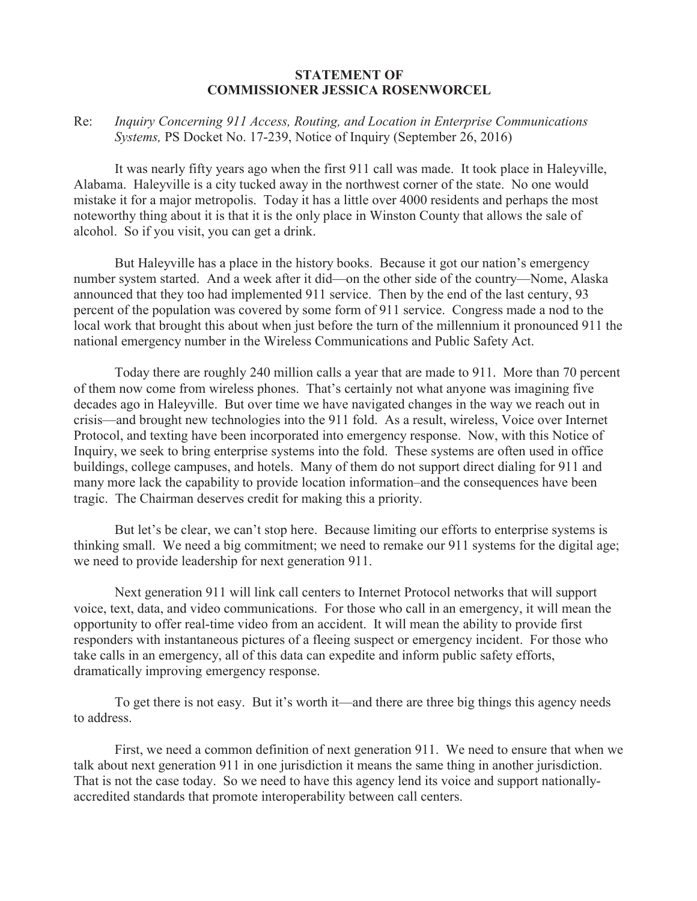**STATEMENT OF**
**COMMISSIONER JESSICA ROSENWORCEL**

Re: *Inquiry Concerning 911 Access, Routing, and Location in Enterprise Communications Systems,* PS Docket No. 17-239, Notice of Inquiry (September 26, 2016)

It was nearly fifty years ago when the first 911 call was made. It took place in Haleyville, Alabama. Haleyville is a city tucked away in the northwest corner of the state. No one would mistake it for a major metropolis. Today it has a little over 4000 residents and perhaps the most noteworthy thing about it is that it is the only place in Winston County that allows the sale of alcohol. So if you visit, you can get a drink.

But Haleyville has a place in the history books. Because it got our nation's emergency number system started. And a week after it did—on the other side of the country—Nome, Alaska announced that they too had implemented 911 service. Then by the end of the last century, 93 percent of the population was covered by some form of 911 service. Congress made a nod to the local work that brought this about when just before the turn of the millennium it pronounced 911 the national emergency number in the Wireless Communications and Public Safety Act.

Today there are roughly 240 million calls a year that are made to 911. More than 70 percent of them now come from wireless phones. That's certainly not what anyone was imagining five decades ago in Haleyville. But over time we have navigated changes in the way we reach out in crisis—and brought new technologies into the 911 fold. As a result, wireless, Voice over Internet Protocol, and texting have been incorporated into emergency response. Now, with this Notice of Inquiry, we seek to bring enterprise systems into the fold. These systems are often used in office buildings, college campuses, and hotels. Many of them do not support direct dialing for 911 and many more lack the capability to provide location information–and the consequences have been tragic. The Chairman deserves credit for making this a priority.

But let's be clear, we can't stop here. Because limiting our efforts to enterprise systems is thinking small. We need a big commitment; we need to remake our 911 systems for the digital age; we need to provide leadership for next generation 911.

Next generation 911 will link call centers to Internet Protocol networks that will support voice, text, data, and video communications. For those who call in an emergency, it will mean the opportunity to offer real-time video from an accident. It will mean the ability to provide first responders with instantaneous pictures of a fleeing suspect or emergency incident. For those who take calls in an emergency, all of this data can expedite and inform public safety efforts, dramatically improving emergency response.

To get there is not easy. But it's worth it—and there are three big things this agency needs to address.

First, we need a common definition of next generation 911. We need to ensure that when we talk about next generation 911 in one jurisdiction it means the same thing in another jurisdiction. That is not the case today. So we need to have this agency lend its voice and support nationally-accredited standards that promote interoperability between call centers.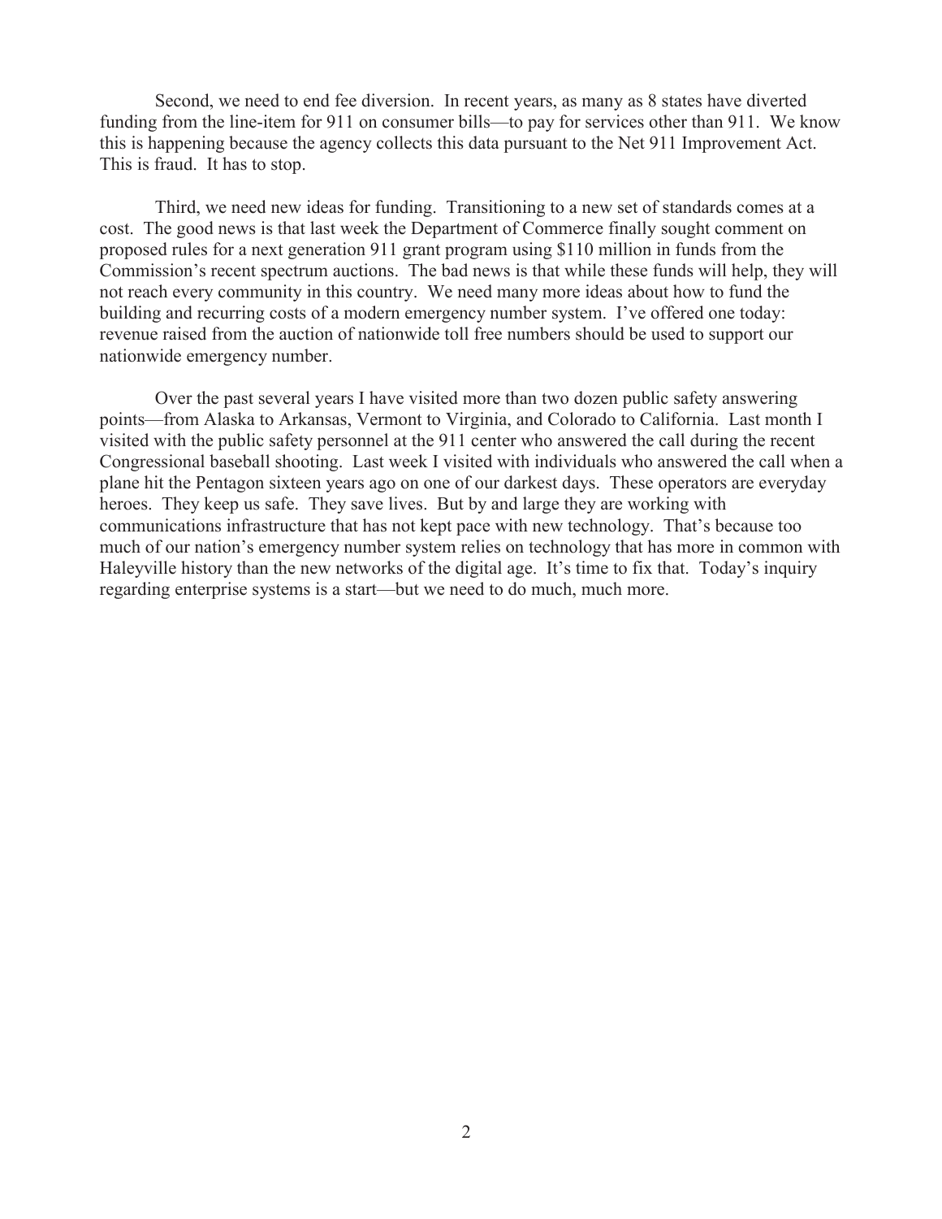Second, we need to end fee diversion. In recent years, as many as 8 states have diverted funding from the line-item for 911 on consumer bills—to pay for services other than 911. We know this is happening because the agency collects this data pursuant to the Net 911 Improvement Act. This is fraud. It has to stop.

Third, we need new ideas for funding. Transitioning to a new set of standards comes at a cost. The good news is that last week the Department of Commerce finally sought comment on proposed rules for a next generation 911 grant program using $110 million in funds from the Commission's recent spectrum auctions. The bad news is that while these funds will help, they will not reach every community in this country. We need many more ideas about how to fund the building and recurring costs of a modern emergency number system. I've offered one today: revenue raised from the auction of nationwide toll free numbers should be used to support our nationwide emergency number.

Over the past several years I have visited more than two dozen public safety answering points—from Alaska to Arkansas, Vermont to Virginia, and Colorado to California. Last month I visited with the public safety personnel at the 911 center who answered the call during the recent Congressional baseball shooting. Last week I visited with individuals who answered the call when a plane hit the Pentagon sixteen years ago on one of our darkest days. These operators are everyday heroes. They keep us safe. They save lives. But by and large they are working with communications infrastructure that has not kept pace with new technology. That's because too much of our nation's emergency number system relies on technology that has more in common with Haleyville history than the new networks of the digital age. It's time to fix that. Today's inquiry regarding enterprise systems is a start—but we need to do much, much more.